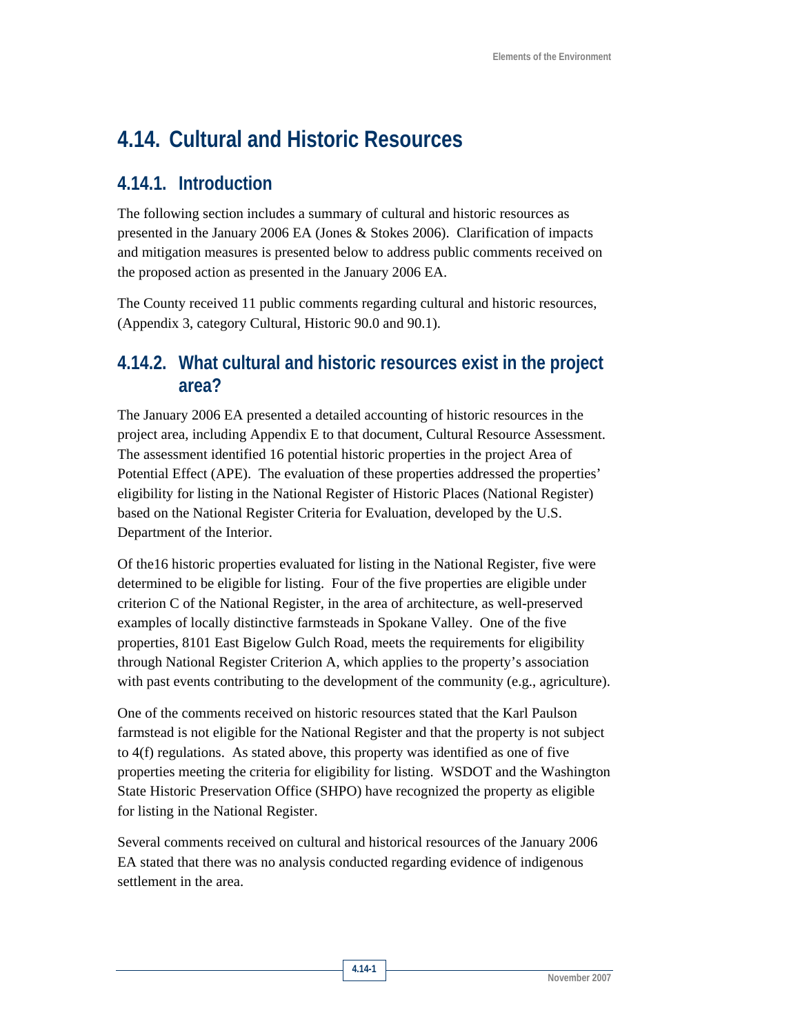# 4.14. Cultural and Historic Resources

## 4.14.1. Introduction

The following section includes a summary of cultural and historic resources as presented in the January 2006 EA (Jones & Stokes 2006). Clarification of impacts and mitigation measures is presented below to address public comments received on the proposed action as presented in the January 2006 EA.

The County received 11 public comments regarding cultural and historic resources, (Appendix 3, category Cultural, Historic 90.0 and 90.1).

## 4.14.2. What cultural and historic resources exist in the project area?

The January 2006 EA presented a detailed accounting of historic resources in the project area, including Appendix E to that document, Cultural Resource Assessment. The assessment identified 16 potential historic properties in the project Area of Potential Effect (APE). The evaluation of these properties addressed the properties' eligibility for listing in the National Register of Historic Places (National Register) based on the National Register Criteria for Evaluation, developed by the U.S. Department of the Interior.

Of the16 historic properties evaluated for listing in the National Register, five were determined to be eligible for listing. Four of the five properties are eligible under criterion C of the National Register, in the area of architecture, as well-preserved examples of locally distinctive farmsteads in Spokane Valley. One of the five properties, 8101 East Bigelow Gulch Road, meets the requirements for eligibility through National Register Criterion A, which applies to the property's association with past events contributing to the development of the community (e.g., agriculture).

One of the comments received on historic resources stated that the Karl Paulson farmstead is not eligible for the National Register and that the property is not subject to 4(f) regulations. As stated above, this property was identified as one of five properties meeting the criteria for eligibility for listing. WSDOT and the Washington State Historic Preservation Office (SHPO) have recognized the property as eligible for listing in the National Register.

Several comments received on cultural and historical resources of the January 2006 EA stated that there was no analysis conducted regarding evidence of indigenous settlement in the area.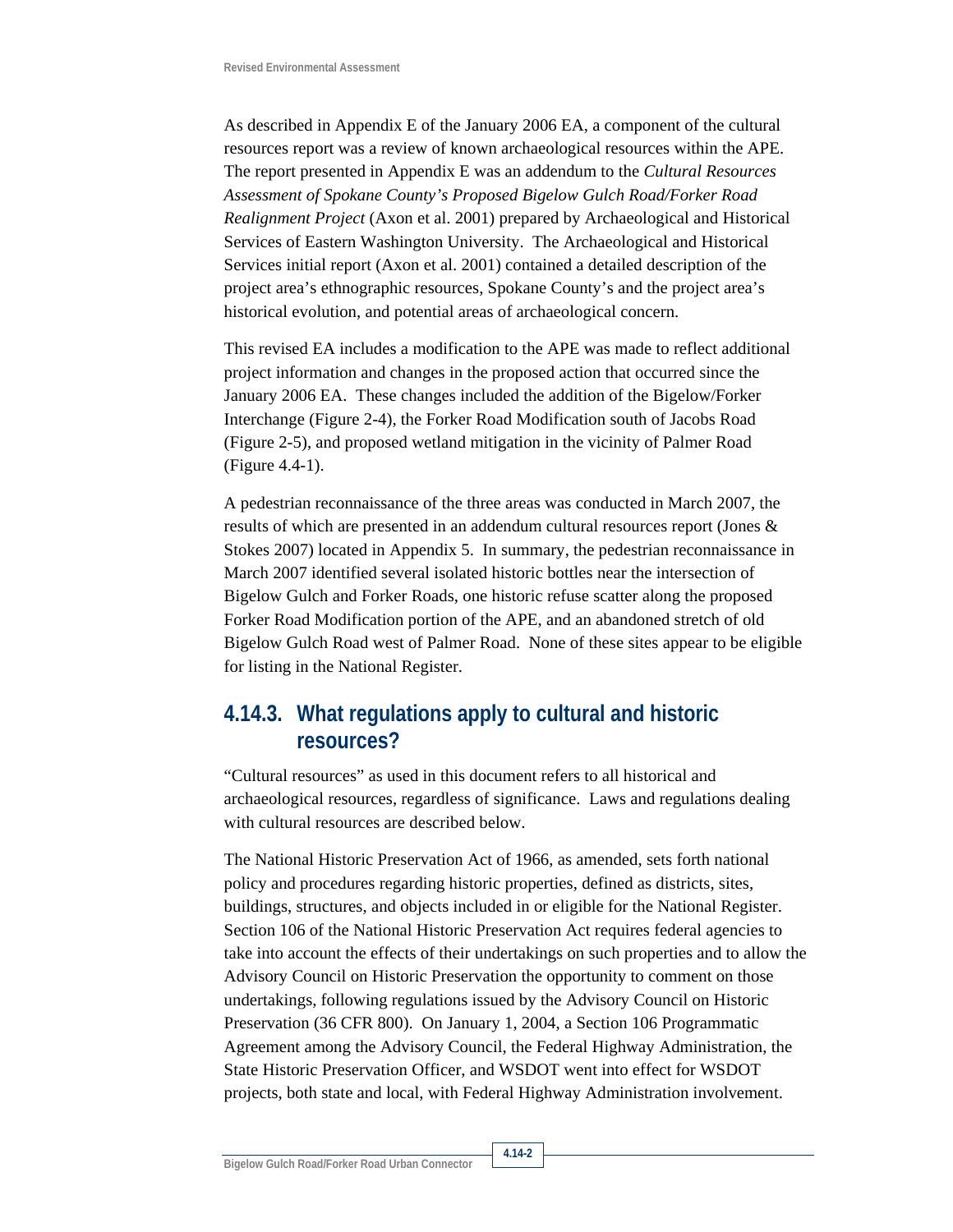As described in Appendix E of the January 2006 EA, a component of the cultural resources report was a review of known archaeological resources within the APE. The report presented in Appendix E was an addendum to the *Cultural Resources Assessment of Spokane County's Proposed Bigelow Gulch Road/Forker Road Realignment Project* (Axon et al. 2001) prepared by Archaeological and Historical Services of Eastern Washington University. The Archaeological and Historical Services initial report (Axon et al. 2001) contained a detailed description of the project area's ethnographic resources, Spokane County's and the project area's historical evolution, and potential areas of archaeological concern.

This revised EA includes a modification to the APE was made to reflect additional project information and changes in the proposed action that occurred since the January 2006 EA. These changes included the addition of the Bigelow/Forker Interchange (Figure 2-4), the Forker Road Modification south of Jacobs Road (Figure 2-5), and proposed wetland mitigation in the vicinity of Palmer Road (Figure 4.4-1).

A pedestrian reconnaissance of the three areas was conducted in March 2007, the results of which are presented in an addendum cultural resources report (Jones & Stokes 2007) located in Appendix 5. In summary, the pedestrian reconnaissance in March 2007 identified several isolated historic bottles near the intersection of Bigelow Gulch and Forker Roads, one historic refuse scatter along the proposed Forker Road Modification portion of the APE, and an abandoned stretch of old Bigelow Gulch Road west of Palmer Road. None of these sites appear to be eligible for listing in the National Register.

## 4.14.3. What regulations apply to cultural and historic resources?

"Cultural resources" as used in this document refers to all historical and archaeological resources, regardless of significance. Laws and regulations dealing with cultural resources are described below.

The National Historic Preservation Act of 1966, as amended, sets forth national policy and procedures regarding historic properties, defined as districts, sites, buildings, structures, and objects included in or eligible for the National Register. Section 106 of the National Historic Preservation Act requires federal agencies to take into account the effects of their undertakings on such properties and to allow the Advisory Council on Historic Preservation the opportunity to comment on those undertakings, following regulations issued by the Advisory Council on Historic Preservation (36 CFR 800). On January 1, 2004, a Section 106 Programmatic Agreement among the Advisory Council, the Federal Highway Administration, the State Historic Preservation Officer, and WSDOT went into effect for WSDOT projects, both state and local, with Federal Highway Administration involvement.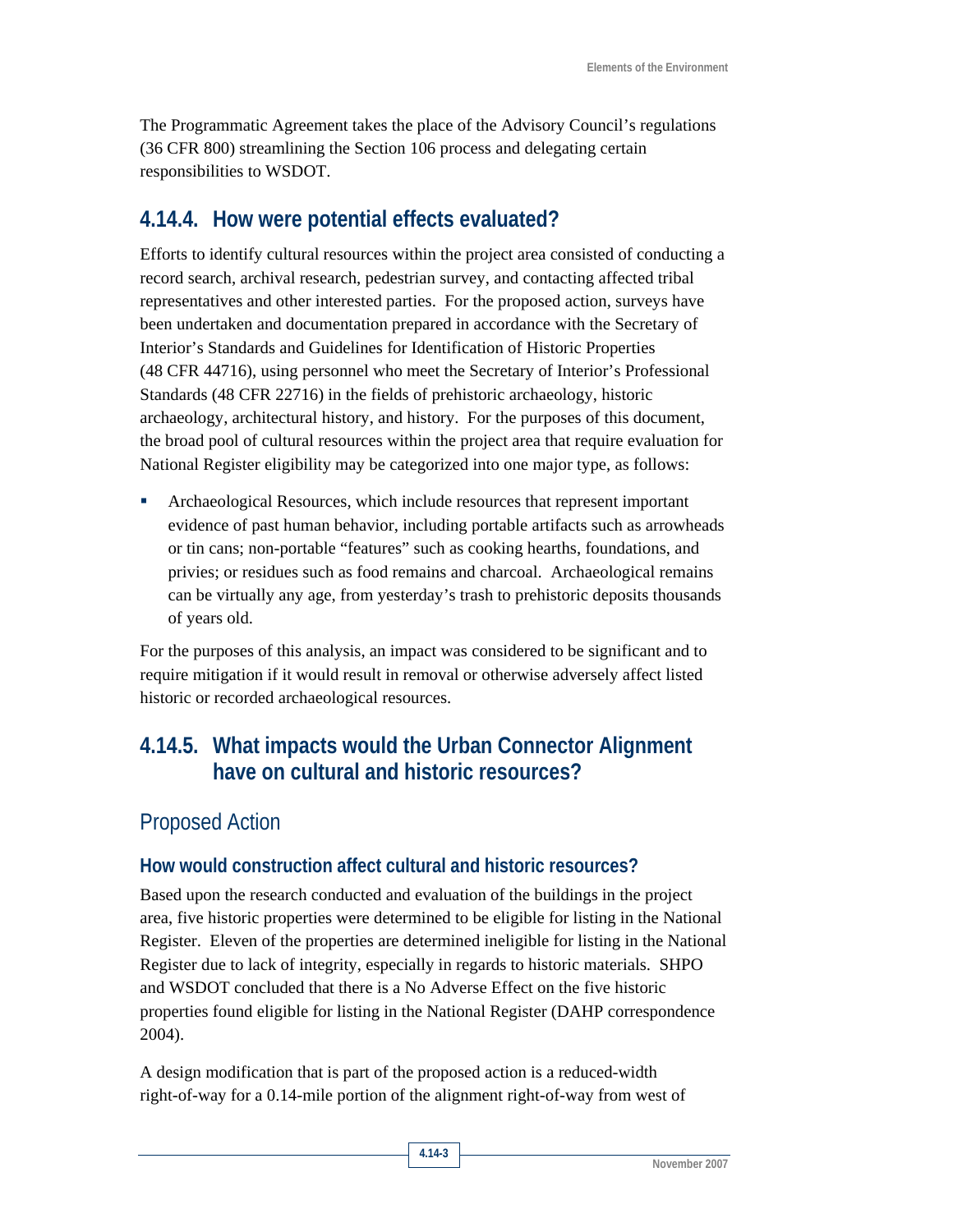The Programmatic Agreement takes the place of the Advisory Council's regulations (36 CFR 800) streamlining the Section 106 process and delegating certain responsibilities to WSDOT.

## 4.14.4. How were potential effects evaluated?

Efforts to identify cultural resources within the project area consisted of conducting a record search, archival research, pedestrian survey, and contacting affected tribal representatives and other interested parties. For the proposed action, surveys have been undertaken and documentation prepared in accordance with the Secretary of Interior's Standards and Guidelines for Identification of Historic Properties (48 CFR 44716), using personnel who meet the Secretary of Interior's Professional Standards (48 CFR 22716) in the fields of prehistoric archaeology, historic archaeology, architectural history, and history. For the purposes of this document, the broad pool of cultural resources within the project area that require evaluation for National Register eligibility may be categorized into one major type, as follows:

- Archaeological Resources, which include resources that represent important evidence of past human behavior, including portable artifacts such as arrowheads or tin cans; non-portable "features" such as cooking hearths, foundations, and privies; or residues such as food remains and charcoal. Archaeological remains can be virtually any age, from yesterday's trash to prehistoric deposits thousands of years old.

For the purposes of this analysis, an impact was considered to be significant and to require mitigation if it would result in removal or otherwise adversely affect listed historic or recorded archaeological resources.

## 4.14.5. What impacts would the Urban Connector Alignment have on cultural and historic resources?

### Proposed Action

#### How would construction affect cultural and historic resources?

Based upon the research conducted and evaluation of the buildings in the project area, five historic properties were determined to be eligible for listing in the National Register. Eleven of the properties are determined ineligible for listing in the National Register due to lack of integrity, especially in regards to historic materials. SHPO and WSDOT concluded that there is a No Adverse Effect on the five historic properties found eligible for listing in the National Register (DAHP correspondence 2004).

A design modification that is part of the proposed action is a reduced-width right-of-way for a 0.14-mile portion of the alignment right-of-way from west of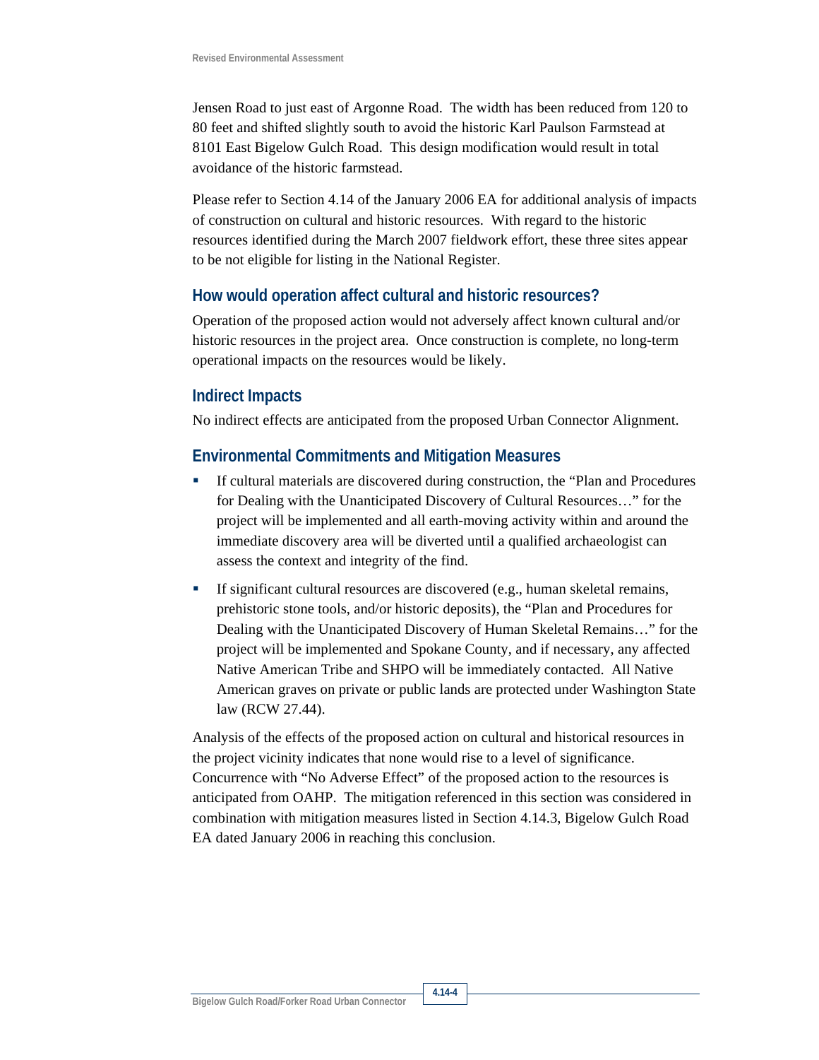Jensen Road to just east of Argonne Road. The width has been reduced from 120 to 80 feet and shifted slightly south to avoid the historic Karl Paulson Farmstead at 8101 East Bigelow Gulch Road. This design modification would result in total avoidance of the historic farmstead.

Please refer to Section 4.14 of the January 2006 EA for additional analysis of impacts of construction on cultural and historic resources. With regard to the historic resources identified during the March 2007 fieldwork effort, these three sites appear to be not eligible for listing in the National Register.

## How would operation affect cultural and historic resources?

Operation of the proposed action would not adversely affect known cultural and/or historic resources in the project area. Once construction is complete, no long-term operational impacts on the resources would be likely.

## Indirect Impacts

No indirect effects are anticipated from the proposed Urban Connector Alignment.

## Environmental Commitments and Mitigation Measures

- If cultural materials are discovered during construction, the "Plan and Procedures for Dealing with the Unanticipated Discovery of Cultural Resources…" for the project will be implemented and all earth-moving activity within and around the immediate discovery area will be diverted until a qualified archaeologist can assess the context and integrity of the find.
- If significant cultural resources are discovered (e.g., human skeletal remains, prehistoric stone tools, and/or historic deposits), the "Plan and Procedures for Dealing with the Unanticipated Discovery of Human Skeletal Remains…" for the project will be implemented and Spokane County, and if necessary, any affected Native American Tribe and SHPO will be immediately contacted. All Native American graves on private or public lands are protected under Washington State law (RCW 27.44).

Analysis of the effects of the proposed action on cultural and historical resources in the project vicinity indicates that none would rise to a level of significance. Concurrence with "No Adverse Effect" of the proposed action to the resources is anticipated from OAHP. The mitigation referenced in this section was considered in combination with mitigation measures listed in Section 4.14.3, Bigelow Gulch Road EA dated January 2006 in reaching this conclusion.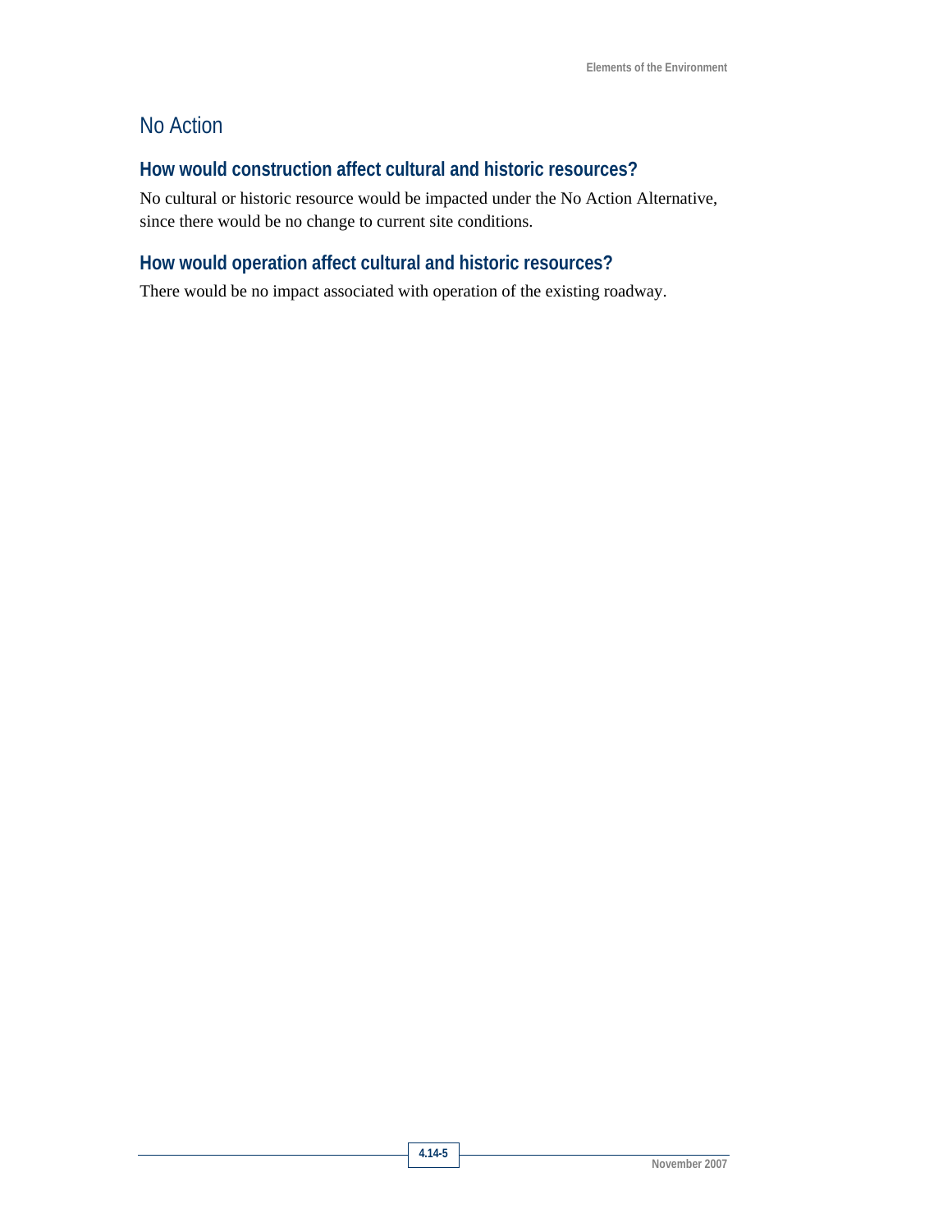## No Action

### How would construction affect cultural and historic resources?

No cultural or historic resource would be impacted under the No Action Alternative, since there would be no change to current site conditions.

### How would operation affect cultural and historic resources?

There would be no impact associated with operation of the existing roadway.